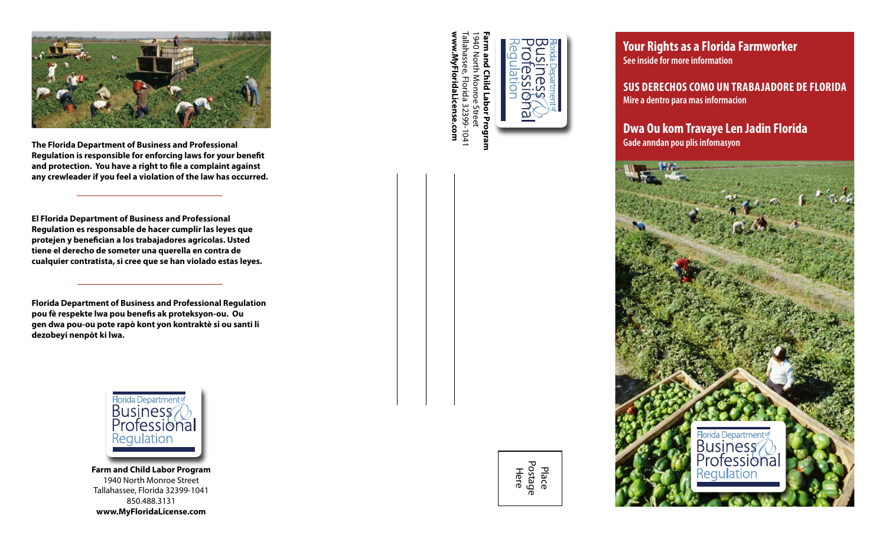**The Florida Department of Business and Professional Regulation is responsible for enforcing laws for your benefit and protection. You have a right to file a complaint against any crewleader if you feel a violation of the law has occurred.**

---

**El Florida Department of Business and Professional Regulation es responsable de hacer cumplir las leyes que protejen y benefician a los trabajadores agricolas. Usted tiene el derecho de someter una querella en contra de cualquier contratista, si cree que se han violado estas leyes.**

---

**Florida Department of Business and Professional Regulation pou fè respekte lwa pou benefis ak proteksyon-ou. Ou gen dwa pou-ou pote rapò kont yon kontraktè si ou santi li dezobeyi nenpòt ki lwa.**

Florida Department of Business & Professional Regulation

**Farm and Child Labor Program**
1940 North Monroe Street
Tallahassee, Florida 32399-1041
850.488.3131
**www.MyFloridaLicense.com**

Florida Department of Business & Professional Regulation

**Farm and Child Labor Program**
1940 North Monroe Street
Tallahassee, Florida 32399-1041
**www.MyFloridaLicense.com**

Place Postage Here

## Your Rights as a Florida Farmworker
See inside for more information

## SUS DERECHOS COMO UN TRABAJADORE DE FLORIDA
Mire a dentro para mas informacion

## Dwa Ou kom Travaye Len Jadin Florida
Gade anndan pou plis infomasyon

Florida Department of Business & Professional Regulation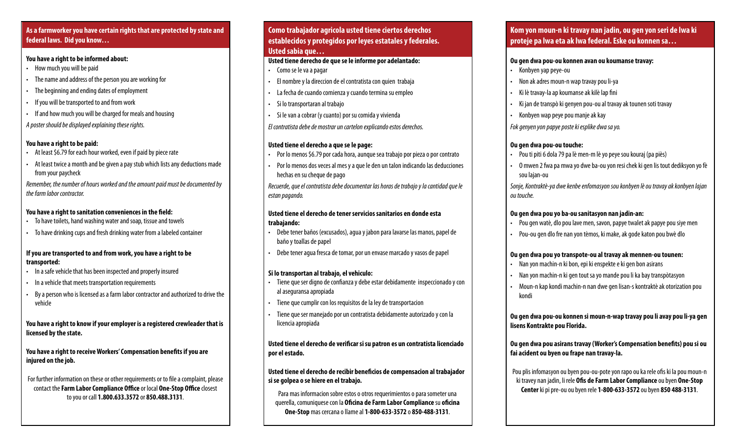## As a farmworker you have certain rights that are protected by state and federal laws. Did you know…

**You have a right to be informed about:**

- How much you will be paid
- The name and address of the person you are working for
- The beginning and ending dates of employment
- If you will be transported to and from work
- If and how much you will be charged for meals and housing

*A poster should be displayed explaining these rights.*

**You have a right to be paid:**

- At least $6.79 for each hour worked, even if paid by piece rate
- At least twice a month and be given a pay stub which lists any deductions made from your paycheck

*Remember, the number of hours worked and the amount paid must be documented by the farm labor contractor.*

**You have a right to sanitation conveniences in the field:**

- To have toilets, hand washing water and soap, tissue and towels
- To have drinking cups and fresh drinking water from a labeled container

**If you are transported to and from work, you have a right to be transported:**

- In a safe vehicle that has been inspected and properly insured
- In a vehicle that meets transportation requirements
- By a person who is licensed as a farm labor contractor and authorized to drive the vehicle

**You have a right to know if your employer is a registered crewleader that is licensed by the state.**

**You have a right to receive Workers' Compensation benefits if you are injured on the job.**

For further information on these or other requirements or to file a complaint, please contact the **Farm Labor Compliance Office** or local **One-Stop Office** closest to you or call **1.800.633.3572** or **850.488.3131**.

## Como trabajador agricola usted tiene ciertos derechos establecidos y protegidos por leyes estatales y federales. Usted sabia que…

**Usted tiene derecho de que se le informe por adelantado:**

- Como se le va a pagar
- El nombre y la direccion de el contratista con quien trabaja
- La fecha de cuando comienza y cuando termina su empleo
- Si lo transportaran al trabajo
- Si le van a cobrar (y cuanto) por su comida y vivienda

*El contratista debe de mostrar un cartelon explicando estos derechos.*

**Usted tiene el derecho a que se le page:**

- Por lo menos $6.79 por cada hora, aunque sea trabajo por pieza o por contrato
- Por lo menos dos veces al mes y a que le den un talon indicando las deducciones hechas en su cheque de pago

*Recuerde, que el contratista debe documentar las horas de trabajo y la cantidad que le estan pagando.*

**Usted tiene el derecho de tener servicios sanitarios en donde esta trabajando:**

- Debe tener baños (excusados), agua y jabon para lavarse las manos, papel de baño y toallas de papel
- Debe tener agua fresca de tomar, por un envase marcado y vasos de papel

**Si lo transportan al trabajo, el vehiculo:**

- Tiene que ser digno de confianza y debe estar debidamente inspeccionado y con al aseguransa apropiada
- Tiene que cumplir con los requisitos de la ley de transportacion
- Tiene que ser manejado por un contratista debidamente autorizado y con la licencia apropiada

**Usted tiene el derecho de verificar si su patron es un contratista licenciado por el estado.**

**Usted tiene el derecho de recibir beneficios de compensacion al trabajador si se golpea o se hiere en el trabajo.**

Para mas informacion sobre estos o otros requerimientos o para someter una querella, comuniquese con la **Oficina de Farm Labor Compliance** su **oficina One-Stop** mas cercana o llame al **1-800-633-3572** o **850-488-3131**.

## Kom yon moun-n ki travay nan jadin, ou gen yon seri de lwa ki proteje pa lwa eta ak lwa federal. Eske ou konnen sa…

**Ou gen dwa pou-ou konnen avan ou koumanse travay:**

- Konbyen yap peye-ou
- Non ak adres moun-n wap travay pou li-ya
- Ki lè travay-la ap koumanse ak kilè lap fini
- Ki jan de transpò ki genyen pou-ou al travay ak tounen soti travay
- Konbyen wap peye pou manje ak kay

*Fok genyen yon papye poste ki esplike dwa sa yo.*

**Ou gen dwa pou-ou touche:**

- Pou ti piti 6 dola 79 pa lè men-m lè yo peye sou kouraj (pa piès)
- O mwen 2 fwa pa mwa yo dwe ba-ou yon resi chek ki gen lis tout dediksyon yo fè sou lajan-ou

*Sonje, Kontraktè-ya dwe kenbe enfomasyon sou konbyen lè ou travay ak konbyen lajan ou touche.*

**Ou gen dwa pou yo ba-ou sanitasyon nan jadin-an:**

- Pou gen watè, dlo pou lave men, savon, papye twalet ak papye pou siye men
- Pou-ou gen dlo fre nan yon tèmos, ki make, ak gode katon pou bwè dlo

**Ou gen dwa pou yo transpote-ou al travay ak mennen-ou tounen:**

- Nan yon machin-n ki bon, epi ki enspekte e ki gen bon asirans
- Nan yon machin-n ki gen tout sa yo mande pou li ka bay transpòtasyon
- Moun-n kap kondi machin-n nan dwe gen lisan-s kontraktè ak otorization pou kondi

**Ou gen dwa pou-ou konnen si moun-n-wap travay pou li avay pou li-ya gen lisens Kontrakte pou Florida.**

**Ou gen dwa pou asirans travay (Worker's Compensation benefits) pou si ou fai acident ou byen ou frape nan travay-la.**

Pou plis infomasyon ou byen pou-ou-pote yon rapo ou ka rele ofis ki la pou moun-n ki travey nan jadin, li rele **Ofis de Farm Labor Compliance** ou byen **One-Stop Center** ki pi pre-ou ou byen rele **1-800-633-3572** ou byen **850 488-3131**.